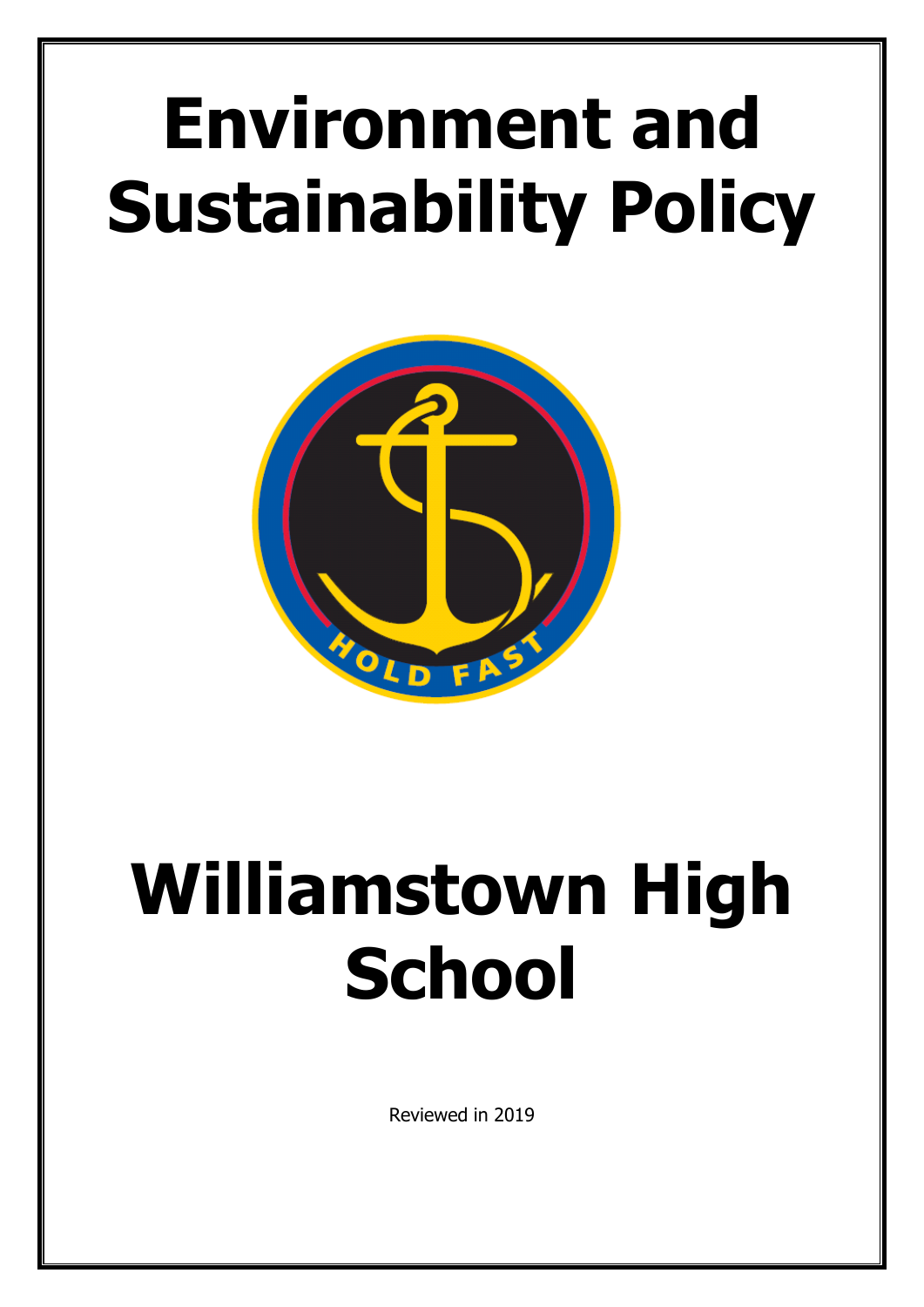# Environment and Sustainability Policy

# Williamstown High School

Reviewed in 2019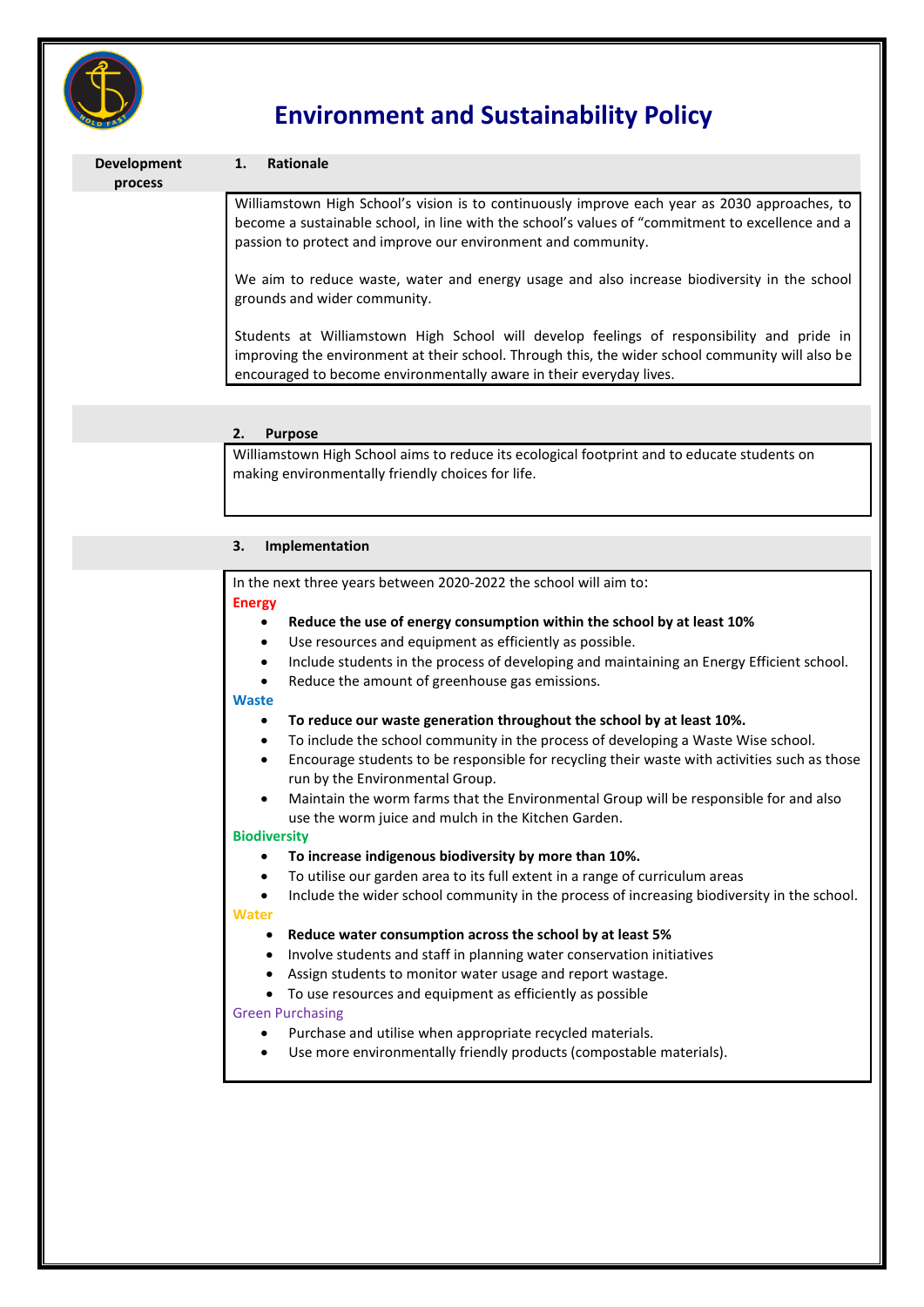# Environment and Sustainability Policy

**Development process**

## 1. Rationale

Williamstown High School's vision is to continuously improve each year as 2030 approaches, to become a sustainable school, in line with the school's values of "commitment to excellence and a passion to protect and improve our environment and community.

We aim to reduce waste, water and energy usage and also increase biodiversity in the school grounds and wider community.

Students at Williamstown High School will develop feelings of responsibility and pride in improving the environment at their school. Through this, the wider school community will also be encouraged to become environmentally aware in their everyday lives.

## 2. Purpose

Williamstown High School aims to reduce its ecological footprint and to educate students on making environmentally friendly choices for life.

## 3. Implementation

In the next three years between 2020-2022 the school will aim to:

**Energy**

- **Reduce the use of energy consumption within the school by at least 10%**
- Use resources and equipment as efficiently as possible.
- Include students in the process of developing and maintaining an Energy Efficient school.
- Reduce the amount of greenhouse gas emissions.

**Waste**

- **To reduce our waste generation throughout the school by at least 10%.**
- To include the school community in the process of developing a Waste Wise school.
- Encourage students to be responsible for recycling their waste with activities such as those run by the Environmental Group.
- Maintain the worm farms that the Environmental Group will be responsible for and also use the worm juice and mulch in the Kitchen Garden.

**Biodiversity**

- **To increase indigenous biodiversity by more than 10%.**
- To utilise our garden area to its full extent in a range of curriculum areas
- Include the wider school community in the process of increasing biodiversity in the school.

**Water**

- **Reduce water consumption across the school by at least 5%**
- Involve students and staff in planning water conservation initiatives
- Assign students to monitor water usage and report wastage.
- To use resources and equipment as efficiently as possible

Green Purchasing

- Purchase and utilise when appropriate recycled materials.
- Use more environmentally friendly products (compostable materials).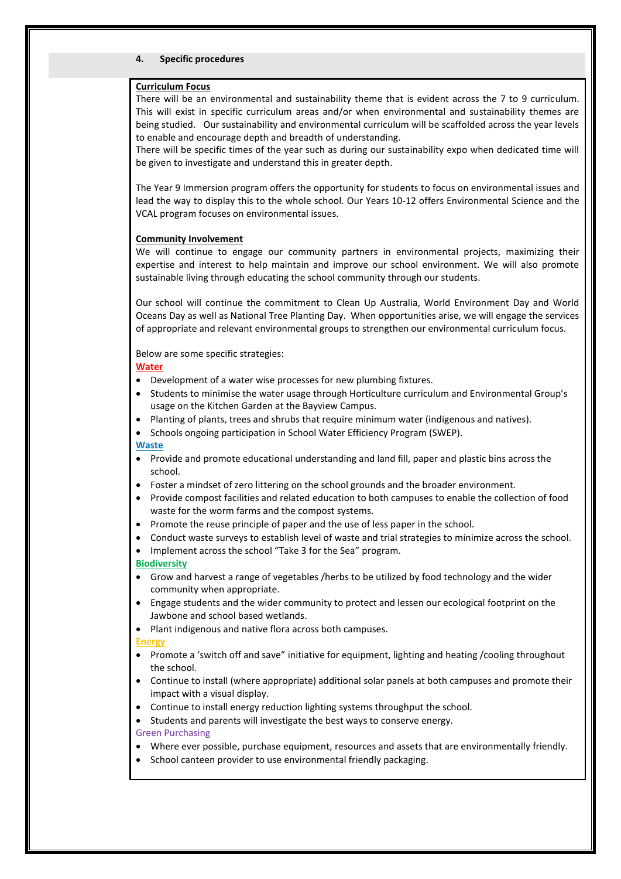## 4. Specific procedures

**Curriculum Focus**

There will be an environmental and sustainability theme that is evident across the 7 to 9 curriculum. This will exist in specific curriculum areas and/or when environmental and sustainability themes are being studied. Our sustainability and environmental curriculum will be scaffolded across the year levels to enable and encourage depth and breadth of understanding.

There will be specific times of the year such as during our sustainability expo when dedicated time will be given to investigate and understand this in greater depth.

The Year 9 Immersion program offers the opportunity for students to focus on environmental issues and lead the way to display this to the whole school. Our Years 10-12 offers Environmental Science and the VCAL program focuses on environmental issues.

**Community Involvement**

We will continue to engage our community partners in environmental projects, maximizing their expertise and interest to help maintain and improve our school environment. We will also promote sustainable living through educating the school community through our students.

Our school will continue the commitment to Clean Up Australia, World Environment Day and World Oceans Day as well as National Tree Planting Day. When opportunities arise, we will engage the services of appropriate and relevant environmental groups to strengthen our environmental curriculum focus.

Below are some specific strategies:

**Water**

- Development of a water wise processes for new plumbing fixtures.
- Students to minimise the water usage through Horticulture curriculum and Environmental Group's usage on the Kitchen Garden at the Bayview Campus.
- Planting of plants, trees and shrubs that require minimum water (indigenous and natives).
- Schools ongoing participation in School Water Efficiency Program (SWEP).

**Waste**

- Provide and promote educational understanding and land fill, paper and plastic bins across the school.
- Foster a mindset of zero littering on the school grounds and the broader environment.
- Provide compost facilities and related education to both campuses to enable the collection of food waste for the worm farms and the compost systems.
- Promote the reuse principle of paper and the use of less paper in the school.
- Conduct waste surveys to establish level of waste and trial strategies to minimize across the school.
- Implement across the school "Take 3 for the Sea" program.

**Biodiversity**

- Grow and harvest a range of vegetables /herbs to be utilized by food technology and the wider community when appropriate.
- Engage students and the wider community to protect and lessen our ecological footprint on the Jawbone and school based wetlands.
- Plant indigenous and native flora across both campuses.

**Energy**

- Promote a 'switch off and save" initiative for equipment, lighting and heating /cooling throughout the school.
- Continue to install (where appropriate) additional solar panels at both campuses and promote their impact with a visual display.
- Continue to install energy reduction lighting systems throughput the school.
- Students and parents will investigate the best ways to conserve energy.

Green Purchasing

- Where ever possible, purchase equipment, resources and assets that are environmentally friendly.
- School canteen provider to use environmental friendly packaging.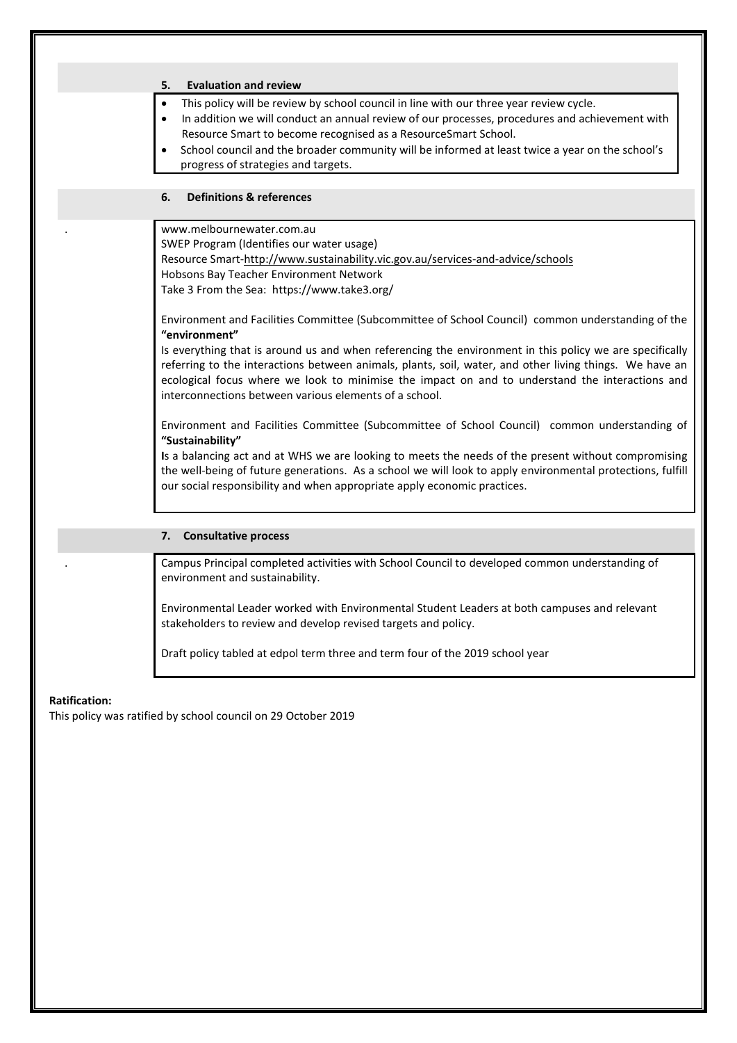## 5. Evaluation and review

- This policy will be review by school council in line with our three year review cycle.
- In addition we will conduct an annual review of our processes, procedures and achievement with Resource Smart to become recognised as a ResourceSmart School.
- School council and the broader community will be informed at least twice a year on the school's progress of strategies and targets.

## 6. Definitions & references

www.melbournewater.com.au
SWEP Program (Identifies our water usage)
Resource Smart-http://www.sustainability.vic.gov.au/services-and-advice/schools
Hobsons Bay Teacher Environment Network
Take 3 From the Sea: https://www.take3.org/

Environment and Facilities Committee (Subcommittee of School Council) common understanding of the **"environment"**

Is everything that is around us and when referencing the environment in this policy we are specifically referring to the interactions between animals, plants, soil, water, and other living things. We have an ecological focus where we look to minimise the impact on and to understand the interactions and interconnections between various elements of a school.

Environment and Facilities Committee (Subcommittee of School Council) common understanding of **"Sustainability"**

**I**s a balancing act and at WHS we are looking to meets the needs of the present without compromising the well-being of future generations. As a school we will look to apply environmental protections, fulfill our social responsibility and when appropriate apply economic practices.

## 7. Consultative process

Campus Principal completed activities with School Council to developed common understanding of environment and sustainability.

Environmental Leader worked with Environmental Student Leaders at both campuses and relevant stakeholders to review and develop revised targets and policy.

Draft policy tabled at edpol term three and term four of the 2019 school year

**Ratification:**

This policy was ratified by school council on 29 October 2019